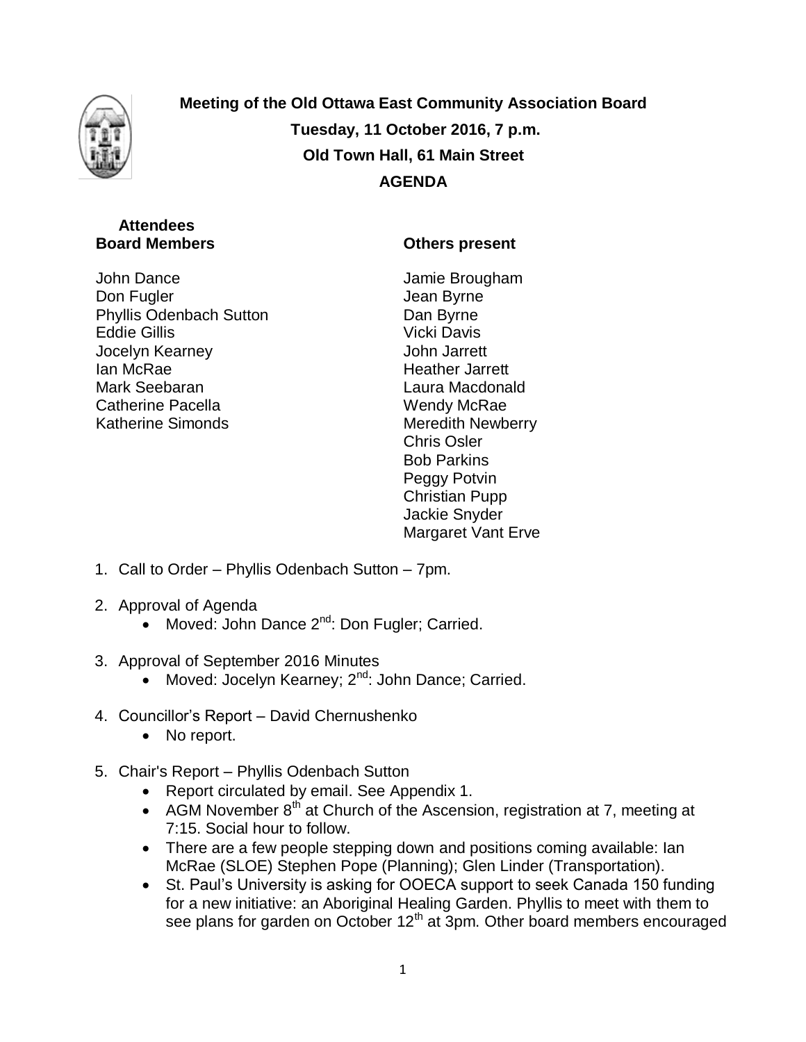# Meeting of the Old Ottawa East Community Association Board

**Tuesday, 11 October 2016, 7 p.m.**
**Old Town Hall, 61 Main Street**
**AGENDA**

**Attendees**

| Board Members | Others present |
|---|---|
| John Dance | Jamie Brougham |
| Don Fugler | Jean Byrne |
| Phyllis Odenbach Sutton | Dan Byrne |
| Eddie Gillis | Vicki Davis |
| Jocelyn Kearney | John Jarrett |
| Ian McRae | Heather Jarrett |
| Mark Seebaran | Laura Macdonald |
| Catherine Pacella | Wendy McRae |
| Katherine Simonds | Meredith Newberry |
| | Chris Osler |
| | Bob Parkins |
| | Peggy Potvin |
| | Christian Pupp |
| | Jackie Snyder |
| | Margaret Vant Erve |

1. Call to Order – Phyllis Odenbach Sutton – 7pm.
2. Approval of Agenda
   - Moved: John Dance 2nd: Don Fugler; Carried.
3. Approval of September 2016 Minutes
   - Moved: Jocelyn Kearney; 2nd: John Dance; Carried.
4. Councillor's Report – David Chernushenko
   - No report.
5. Chair's Report – Phyllis Odenbach Sutton
   - Report circulated by email. See Appendix 1.
   - AGM November 8th at Church of the Ascension, registration at 7, meeting at 7:15. Social hour to follow.
   - There are a few people stepping down and positions coming available: Ian McRae (SLOE) Stephen Pope (Planning); Glen Linder (Transportation).
   - St. Paul's University is asking for OOECA support to seek Canada 150 funding for a new initiative: an Aboriginal Healing Garden. Phyllis to meet with them to see plans for garden on October 12th at 3pm. Other board members encouraged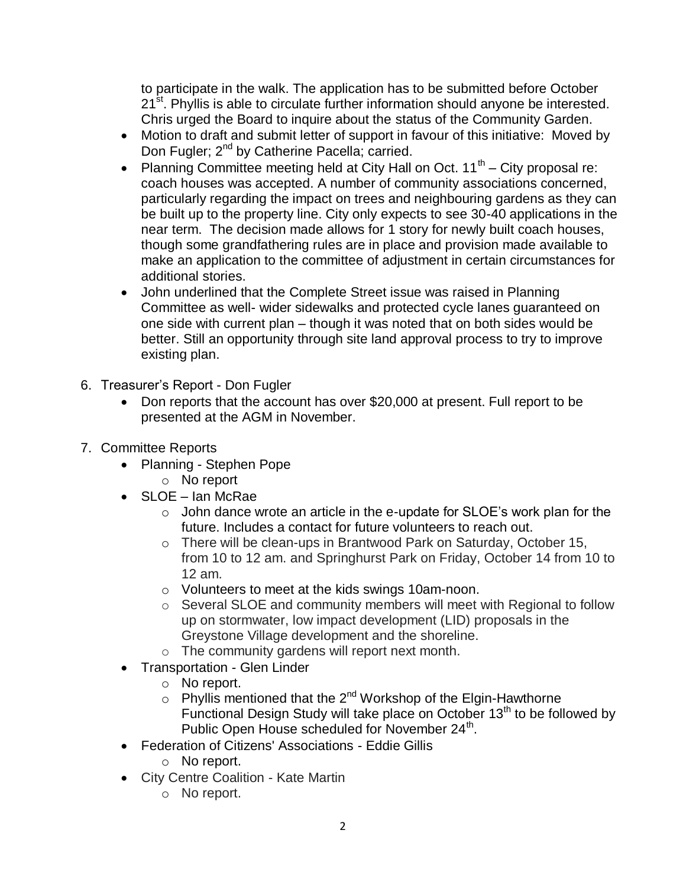to participate in the walk. The application has to be submitted before October 21st. Phyllis is able to circulate further information should anyone be interested. Chris urged the Board to inquire about the status of the Community Garden.

- Motion to draft and submit letter of support in favour of this initiative: Moved by Don Fugler; 2nd by Catherine Pacella; carried.
- Planning Committee meeting held at City Hall on Oct. 11th – City proposal re: coach houses was accepted. A number of community associations concerned, particularly regarding the impact on trees and neighbouring gardens as they can be built up to the property line. City only expects to see 30-40 applications in the near term. The decision made allows for 1 story for newly built coach houses, though some grandfathering rules are in place and provision made available to make an application to the committee of adjustment in certain circumstances for additional stories.
- John underlined that the Complete Street issue was raised in Planning Committee as well- wider sidewalks and protected cycle lanes guaranteed on one side with current plan – though it was noted that on both sides would be better. Still an opportunity through site land approval process to try to improve existing plan.

6. Treasurer's Report - Don Fugler
   - Don reports that the account has over $20,000 at present. Full report to be presented at the AGM in November.

7. Committee Reports
   - Planning - Stephen Pope
     - No report
   - SLOE – Ian McRae
     - John dance wrote an article in the e-update for SLOE's work plan for the future. Includes a contact for future volunteers to reach out.
     - There will be clean-ups in Brantwood Park on Saturday, October 15, from 10 to 12 am. and Springhurst Park on Friday, October 14 from 10 to 12 am.
     - Volunteers to meet at the kids swings 10am-noon.
     - Several SLOE and community members will meet with Regional to follow up on stormwater, low impact development (LID) proposals in the Greystone Village development and the shoreline.
     - The community gardens will report next month.
   - Transportation - Glen Linder
     - No report.
     - Phyllis mentioned that the 2nd Workshop of the Elgin-Hawthorne Functional Design Study will take place on October 13th to be followed by Public Open House scheduled for November 24th.
   - Federation of Citizens' Associations - Eddie Gillis
     - No report.
   - City Centre Coalition - Kate Martin
     - No report.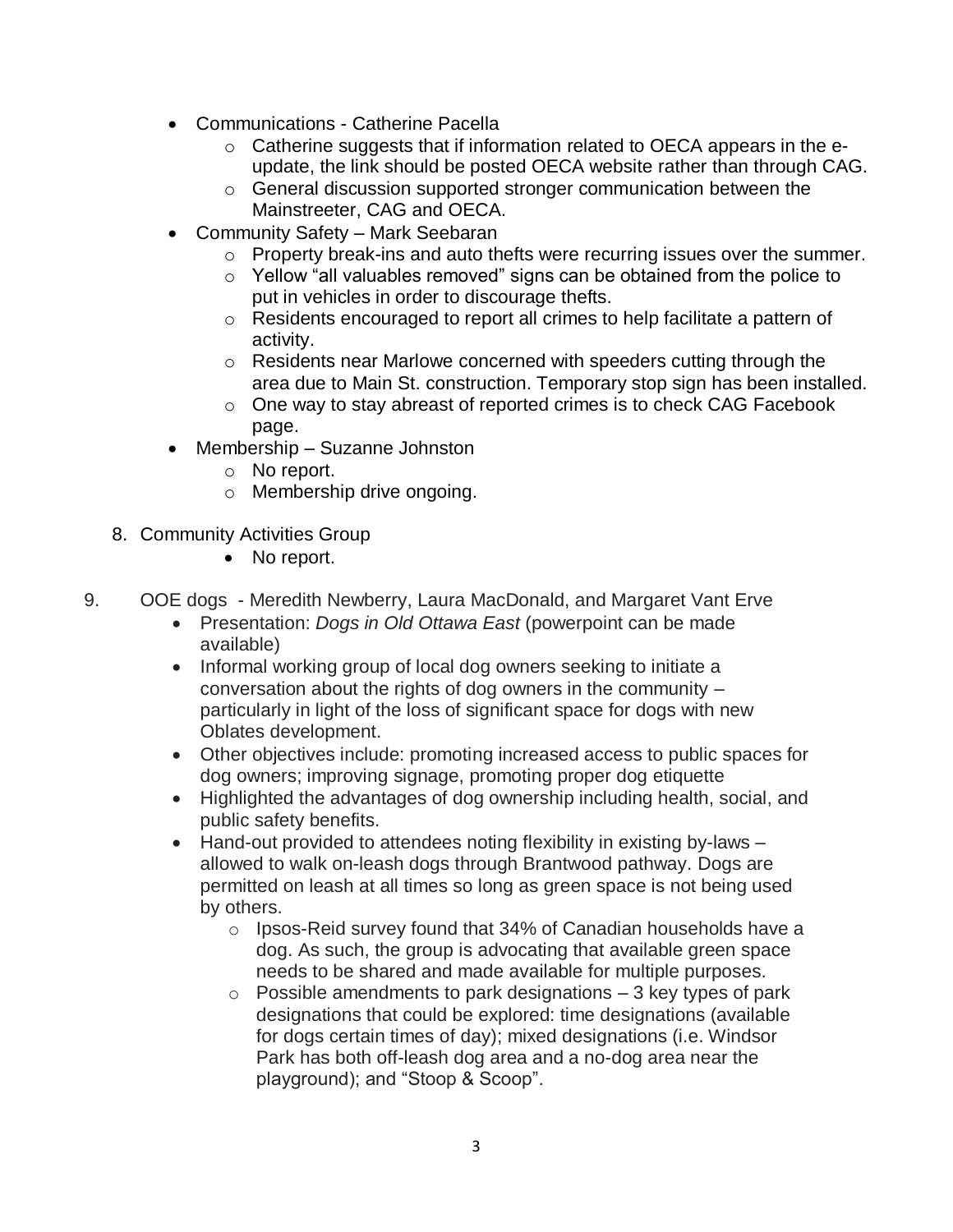- Communications - Catherine Pacella
  - Catherine suggests that if information related to OECA appears in the e-update, the link should be posted OECA website rather than through CAG.
  - General discussion supported stronger communication between the Mainstreeter, CAG and OECA.
- Community Safety – Mark Seebaran
  - Property break-ins and auto thefts were recurring issues over the summer.
  - Yellow "all valuables removed" signs can be obtained from the police to put in vehicles in order to discourage thefts.
  - Residents encouraged to report all crimes to help facilitate a pattern of activity.
  - Residents near Marlowe concerned with speeders cutting through the area due to Main St. construction. Temporary stop sign has been installed.
  - One way to stay abreast of reported crimes is to check CAG Facebook page.
- Membership – Suzanne Johnston
  - No report.
  - Membership drive ongoing.

8. Community Activities Group
   - No report.

9. OOE dogs - Meredith Newberry, Laura MacDonald, and Margaret Vant Erve
   - Presentation: *Dogs in Old Ottawa East* (powerpoint can be made available)
   - Informal working group of local dog owners seeking to initiate a conversation about the rights of dog owners in the community – particularly in light of the loss of significant space for dogs with new Oblates development.
   - Other objectives include: promoting increased access to public spaces for dog owners; improving signage, promoting proper dog etiquette
   - Highlighted the advantages of dog ownership including health, social, and public safety benefits.
   - Hand-out provided to attendees noting flexibility in existing by-laws – allowed to walk on-leash dogs through Brantwood pathway. Dogs are permitted on leash at all times so long as green space is not being used by others.
     - Ipsos-Reid survey found that 34% of Canadian households have a dog. As such, the group is advocating that available green space needs to be shared and made available for multiple purposes.
     - Possible amendments to park designations – 3 key types of park designations that could be explored: time designations (available for dogs certain times of day); mixed designations (i.e. Windsor Park has both off-leash dog area and a no-dog area near the playground); and "Stoop & Scoop".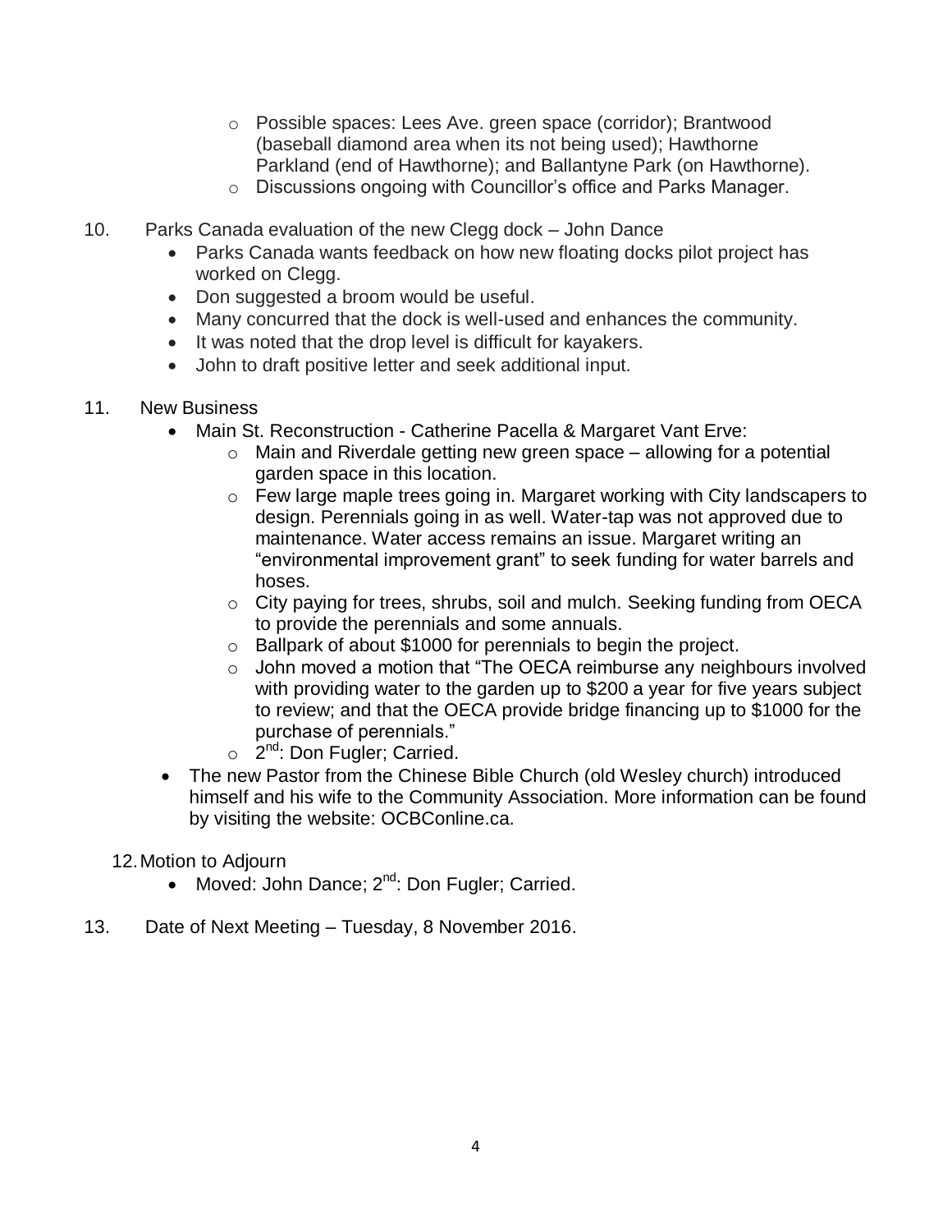- Possible spaces: Lees Ave. green space (corridor); Brantwood (baseball diamond area when its not being used); Hawthorne Parkland (end of Hawthorne); and Ballantyne Park (on Hawthorne).
  - Discussions ongoing with Councillor's office and Parks Manager.

10. Parks Canada evaluation of the new Clegg dock – John Dance
    - Parks Canada wants feedback on how new floating docks pilot project has worked on Clegg.
    - Don suggested a broom would be useful.
    - Many concurred that the dock is well-used and enhances the community.
    - It was noted that the drop level is difficult for kayakers.
    - John to draft positive letter and seek additional input.

11. New Business
    - Main St. Reconstruction - Catherine Pacella & Margaret Vant Erve:
      - Main and Riverdale getting new green space – allowing for a potential garden space in this location.
      - Few large maple trees going in. Margaret working with City landscapers to design. Perennials going in as well. Water-tap was not approved due to maintenance. Water access remains an issue. Margaret writing an "environmental improvement grant" to seek funding for water barrels and hoses.
      - City paying for trees, shrubs, soil and mulch. Seeking funding from OECA to provide the perennials and some annuals.
      - Ballpark of about $1000 for perennials to begin the project.
      - John moved a motion that "The OECA reimburse any neighbours involved with providing water to the garden up to $200 a year for five years subject to review; and that the OECA provide bridge financing up to $1000 for the purchase of perennials."
      - 2nd: Don Fugler; Carried.
    - The new Pastor from the Chinese Bible Church (old Wesley church) introduced himself and his wife to the Community Association. More information can be found by visiting the website: OCBConline.ca.

12. Motion to Adjourn
    - Moved: John Dance; 2nd: Don Fugler; Carried.

13. Date of Next Meeting – Tuesday, 8 November 2016.